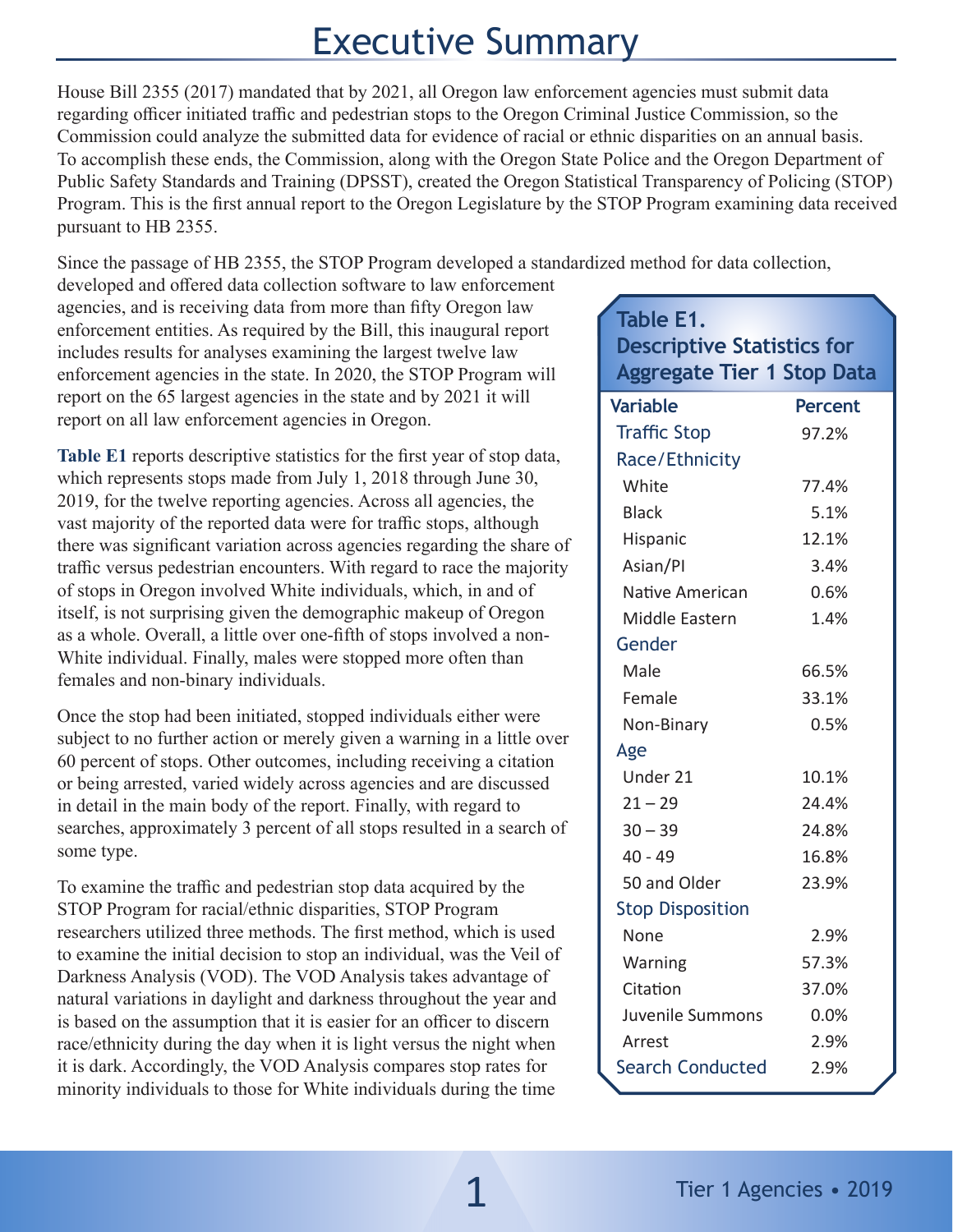# Executive Summary

House Bill 2355 (2017) mandated that by 2021, all Oregon law enforcement agencies must submit data regarding officer initiated traffic and pedestrian stops to the Oregon Criminal Justice Commission, so the Commission could analyze the submitted data for evidence of racial or ethnic disparities on an annual basis. To accomplish these ends, the Commission, along with the Oregon State Police and the Oregon Department of Public Safety Standards and Training (DPSST), created the Oregon Statistical Transparency of Policing (STOP) Program. This is the first annual report to the Oregon Legislature by the STOP Program examining data received pursuant to HB 2355.

Since the passage of HB 2355, the STOP Program developed a standardized method for data collection, developed and offered data collection software to law enforcement agencies, and is receiving data from more than fifty Oregon law enforcement entities. As required by the Bill, this inaugural report includes results for analyses examining the largest twelve law enforcement agencies in the state. In 2020, the STOP Program will report on the 65 largest agencies in the state and by 2021 it will report on all law enforcement agencies in Oregon.

**Table E1** reports descriptive statistics for the first year of stop data, which represents stops made from July 1, 2018 through June 30, 2019, for the twelve reporting agencies. Across all agencies, the vast majority of the reported data were for traffic stops, although there was significant variation across agencies regarding the share of traffic versus pedestrian encounters. With regard to race the majority of stops in Oregon involved White individuals, which, in and of itself, is not surprising given the demographic makeup of Oregon as a whole. Overall, a little over one-fifth of stops involved a non-White individual. Finally, males were stopped more often than females and non-binary individuals.

**Table E1. Descriptive Statistics for Aggregate Tier 1 Stop Data**

| Variable | Percent |
|---|---|
| Traffic Stop | 97.2% |
| **Race/Ethnicity** | |
| White | 77.4% |
| Black | 5.1% |
| Hispanic | 12.1% |
| Asian/PI | 3.4% |
| Native American | 0.6% |
| Middle Eastern | 1.4% |
| **Gender** | |
| Male | 66.5% |
| Female | 33.1% |
| Non-Binary | 0.5% |
| **Age** | |
| Under 21 | 10.1% |
| 21 – 29 | 24.4% |
| 30 – 39 | 24.8% |
| 40 - 49 | 16.8% |
| 50 and Older | 23.9% |
| **Stop Disposition** | |
| None | 2.9% |
| Warning | 57.3% |
| Citation | 37.0% |
| Juvenile Summons | 0.0% |
| Arrest | 2.9% |
| Search Conducted | 2.9% |

Once the stop had been initiated, stopped individuals either were subject to no further action or merely given a warning in a little over 60 percent of stops. Other outcomes, including receiving a citation or being arrested, varied widely across agencies and are discussed in detail in the main body of the report. Finally, with regard to searches, approximately 3 percent of all stops resulted in a search of some type.

To examine the traffic and pedestrian stop data acquired by the STOP Program for racial/ethnic disparities, STOP Program researchers utilized three methods. The first method, which is used to examine the initial decision to stop an individual, was the Veil of Darkness Analysis (VOD). The VOD Analysis takes advantage of natural variations in daylight and darkness throughout the year and is based on the assumption that it is easier for an officer to discern race/ethnicity during the day when it is light versus the night when it is dark. Accordingly, the VOD Analysis compares stop rates for minority individuals to those for White individuals during the time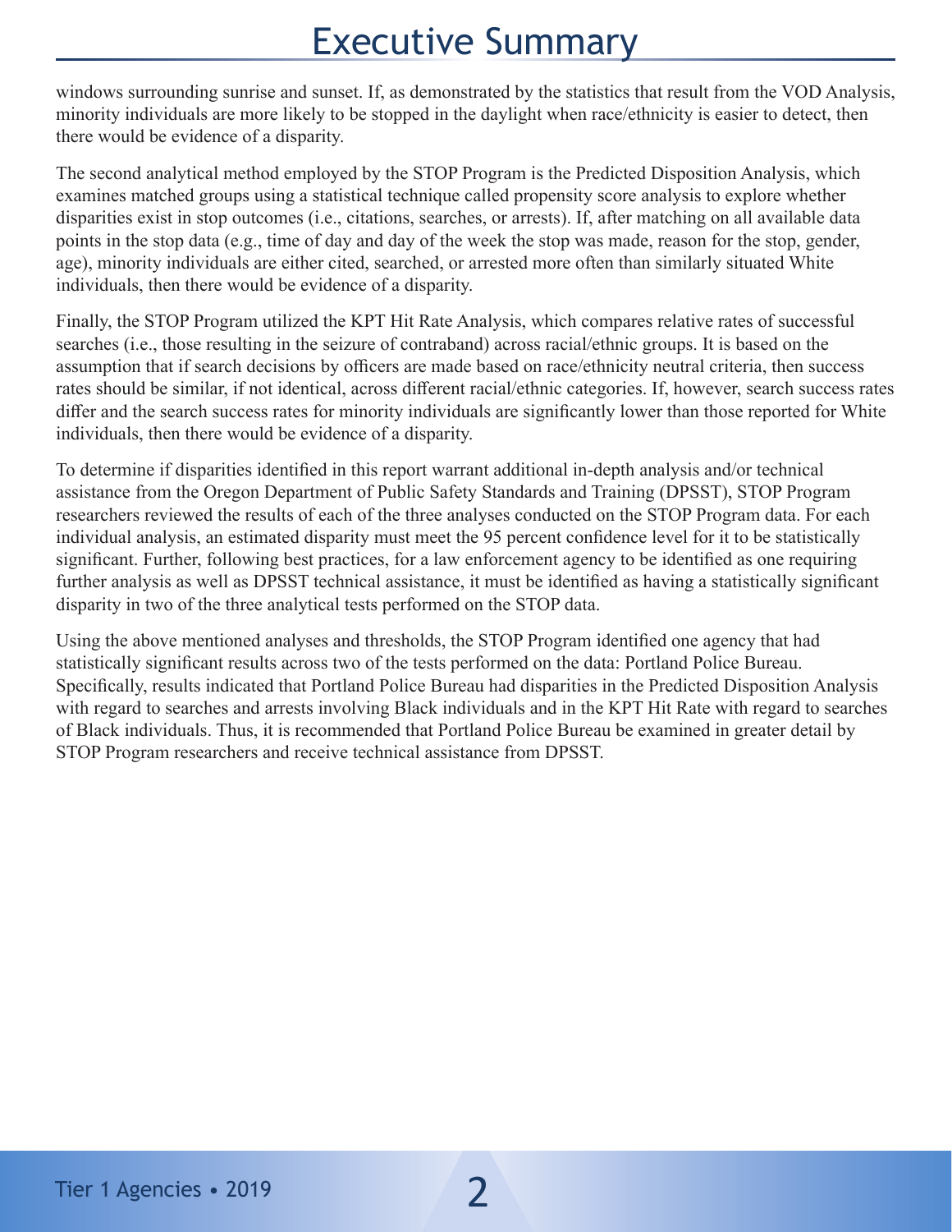# Executive Summary

windows surrounding sunrise and sunset. If, as demonstrated by the statistics that result from the VOD Analysis, minority individuals are more likely to be stopped in the daylight when race/ethnicity is easier to detect, then there would be evidence of a disparity.

The second analytical method employed by the STOP Program is the Predicted Disposition Analysis, which examines matched groups using a statistical technique called propensity score analysis to explore whether disparities exist in stop outcomes (i.e., citations, searches, or arrests). If, after matching on all available data points in the stop data (e.g., time of day and day of the week the stop was made, reason for the stop, gender, age), minority individuals are either cited, searched, or arrested more often than similarly situated White individuals, then there would be evidence of a disparity.

Finally, the STOP Program utilized the KPT Hit Rate Analysis, which compares relative rates of successful searches (i.e., those resulting in the seizure of contraband) across racial/ethnic groups. It is based on the assumption that if search decisions by officers are made based on race/ethnicity neutral criteria, then success rates should be similar, if not identical, across different racial/ethnic categories. If, however, search success rates differ and the search success rates for minority individuals are significantly lower than those reported for White individuals, then there would be evidence of a disparity.

To determine if disparities identified in this report warrant additional in-depth analysis and/or technical assistance from the Oregon Department of Public Safety Standards and Training (DPSST), STOP Program researchers reviewed the results of each of the three analyses conducted on the STOP Program data. For each individual analysis, an estimated disparity must meet the 95 percent confidence level for it to be statistically significant. Further, following best practices, for a law enforcement agency to be identified as one requiring further analysis as well as DPSST technical assistance, it must be identified as having a statistically significant disparity in two of the three analytical tests performed on the STOP data.

Using the above mentioned analyses and thresholds, the STOP Program identified one agency that had statistically significant results across two of the tests performed on the data: Portland Police Bureau. Specifically, results indicated that Portland Police Bureau had disparities in the Predicted Disposition Analysis with regard to searches and arrests involving Black individuals and in the KPT Hit Rate with regard to searches of Black individuals. Thus, it is recommended that Portland Police Bureau be examined in greater detail by STOP Program researchers and receive technical assistance from DPSST.